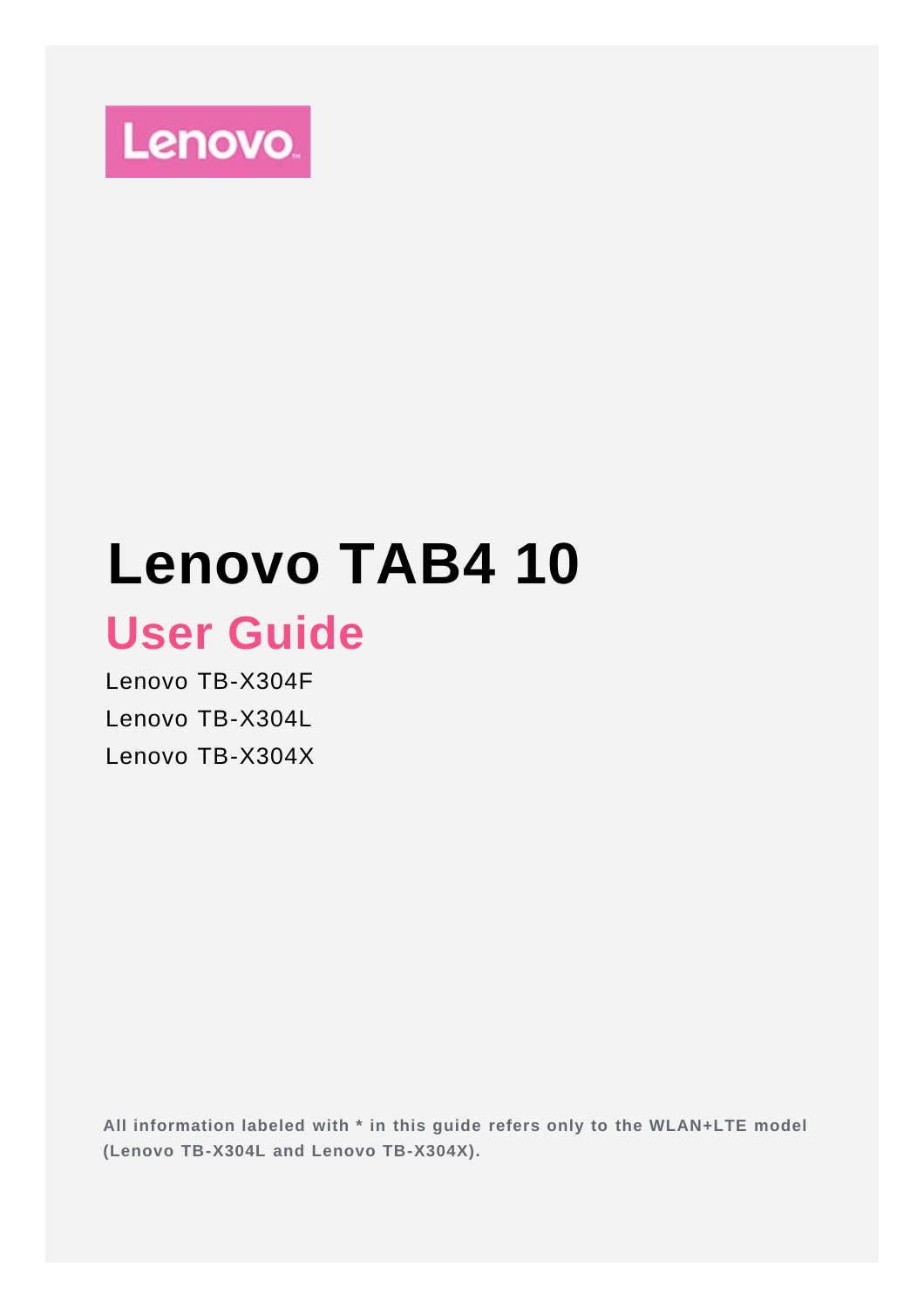Lenovo

# Lenovo TAB4 10

## User Guide

Lenovo TB-X304F

Lenovo TB-X304L

Lenovo TB-X304X

**All information labeled with * in this guide refers only to the WLAN+LTE model (Lenovo TB-X304L and Lenovo TB-X304X).**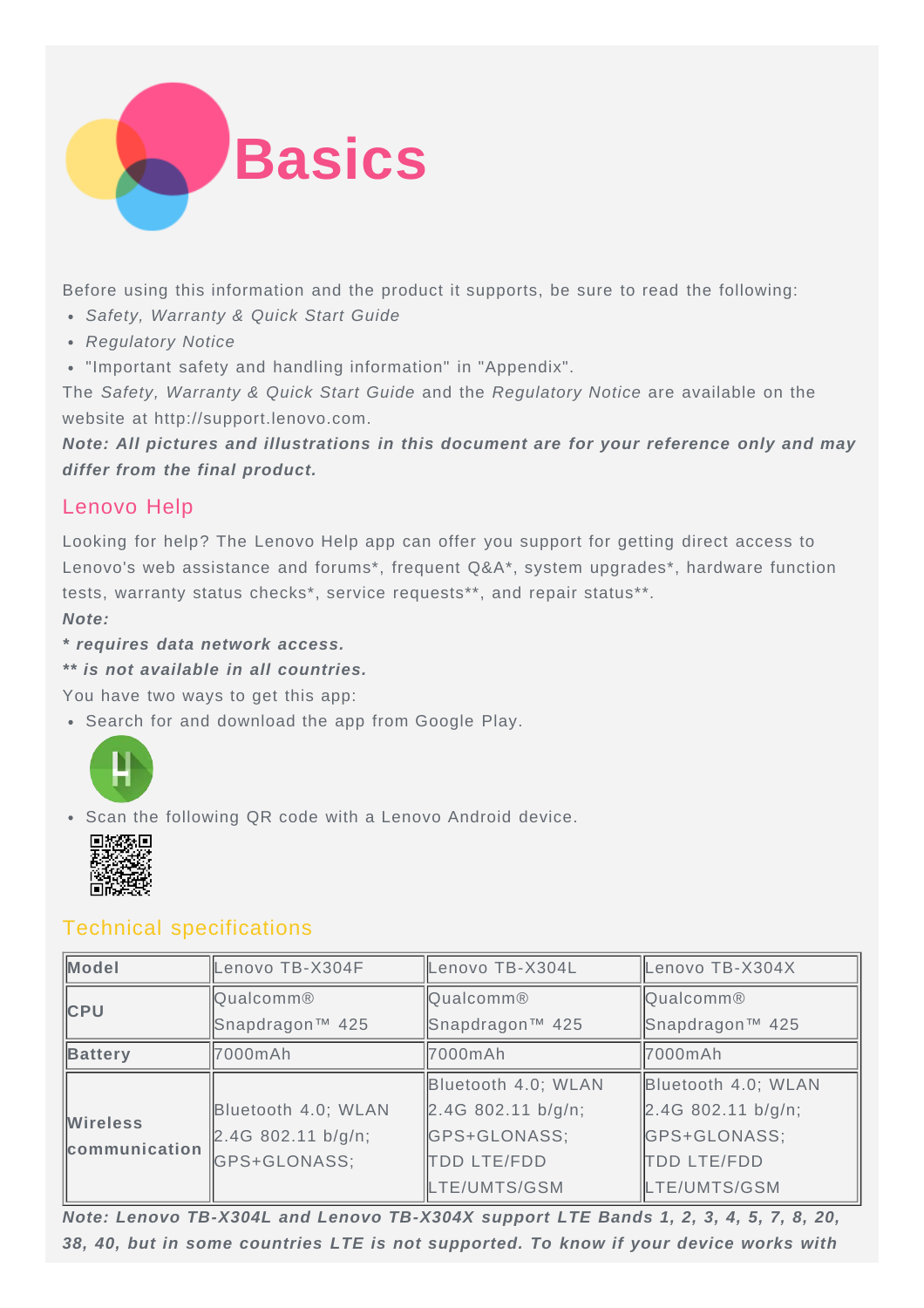# Basics

Before using this information and the product it supports, be sure to read the following:

- *Safety, Warranty & Quick Start Guide*
- *Regulatory Notice*
- "Important safety and handling information" in "Appendix".

The *Safety, Warranty & Quick Start Guide* and the *Regulatory Notice* are available on the website at http://support.lenovo.com.

***Note: All pictures and illustrations in this document are for your reference only and may differ from the final product.***

## Lenovo Help

Looking for help? The Lenovo Help app can offer you support for getting direct access to Lenovo's web assistance and forums*, frequent Q&A*, system upgrades*, hardware function tests, warranty status checks*, service requests**, and repair status**.

***Note:***

***\* requires data network access.***

***\*\* is not available in all countries.***

You have two ways to get this app:

- Search for and download the app from Google Play.
- Scan the following QR code with a Lenovo Android device.

## Technical specifications

| **Model** | Lenovo TB-X304F | Lenovo TB-X304L | Lenovo TB-X304X |
|---|---|---|---|
| **CPU** | Qualcomm® Snapdragon™ 425 | Qualcomm® Snapdragon™ 425 | Qualcomm® Snapdragon™ 425 |
| **Battery** | 7000mAh | 7000mAh | 7000mAh |
| **Wireless communication** | Bluetooth 4.0; WLAN 2.4G 802.11 b/g/n; GPS+GLONASS; | Bluetooth 4.0; WLAN 2.4G 802.11 b/g/n; GPS+GLONASS; TDD LTE/FDD LTE/UMTS/GSM | Bluetooth 4.0; WLAN 2.4G 802.11 b/g/n; GPS+GLONASS; TDD LTE/FDD LTE/UMTS/GSM |

***Note: Lenovo TB-X304L and Lenovo TB-X304X support LTE Bands 1, 2, 3, 4, 5, 7, 8, 20, 38, 40, but in some countries LTE is not supported. To know if your device works with***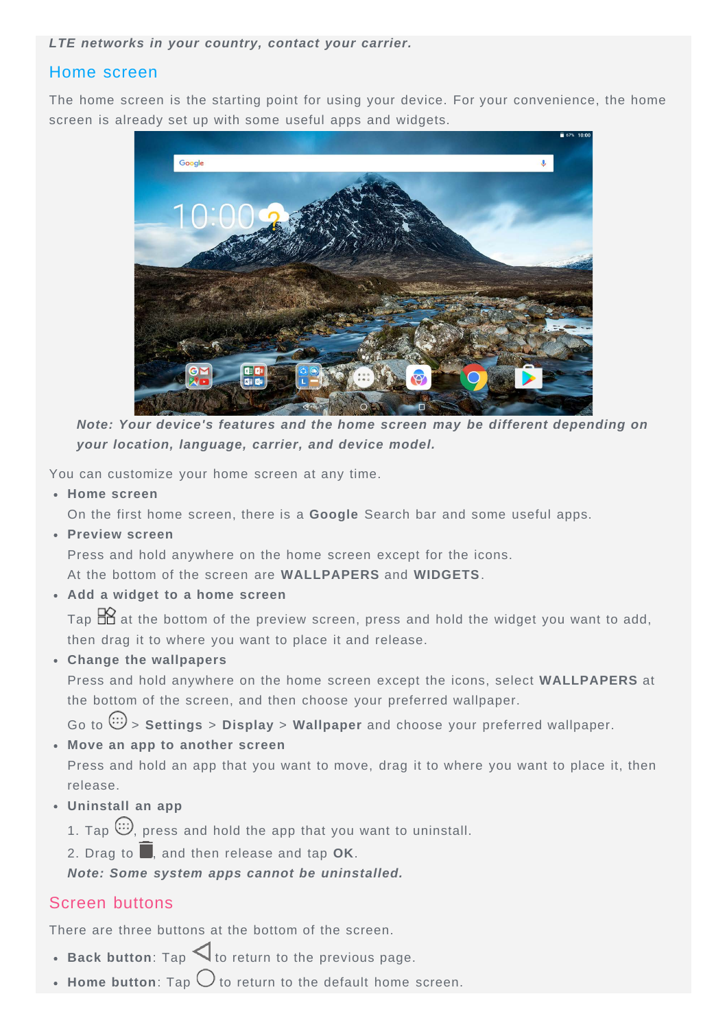***LTE networks in your country, contact your carrier.***

## Home screen

The home screen is the starting point for using your device. For your convenience, the home screen is already set up with some useful apps and widgets.

***Note: Your device's features and the home screen may be different depending on your location, language, carrier, and device model.***

You can customize your home screen at any time.

- **Home screen**

  On the first home screen, there is a **Google** Search bar and some useful apps.

- **Preview screen**

  Press and hold anywhere on the home screen except for the icons.

  At the bottom of the screen are **WALLPAPERS** and **WIDGETS**.

- **Add a widget to a home screen**

  Tap at the bottom of the preview screen, press and hold the widget you want to add, then drag it to where you want to place it and release.

- **Change the wallpapers**

  Press and hold anywhere on the home screen except the icons, select **WALLPAPERS** at the bottom of the screen, and then choose your preferred wallpaper.

  Go to > **Settings** > **Display** > **Wallpaper** and choose your preferred wallpaper.

- **Move an app to another screen**

  Press and hold an app that you want to move, drag it to where you want to place it, then release.

- **Uninstall an app**

  1. Tap , press and hold the app that you want to uninstall.

  2. Drag to , and then release and tap **OK**.

  ***Note: Some system apps cannot be uninstalled.***

## Screen buttons

There are three buttons at the bottom of the screen.

- **Back button**: Tap to return to the previous page.
- **Home button**: Tap to return to the default home screen.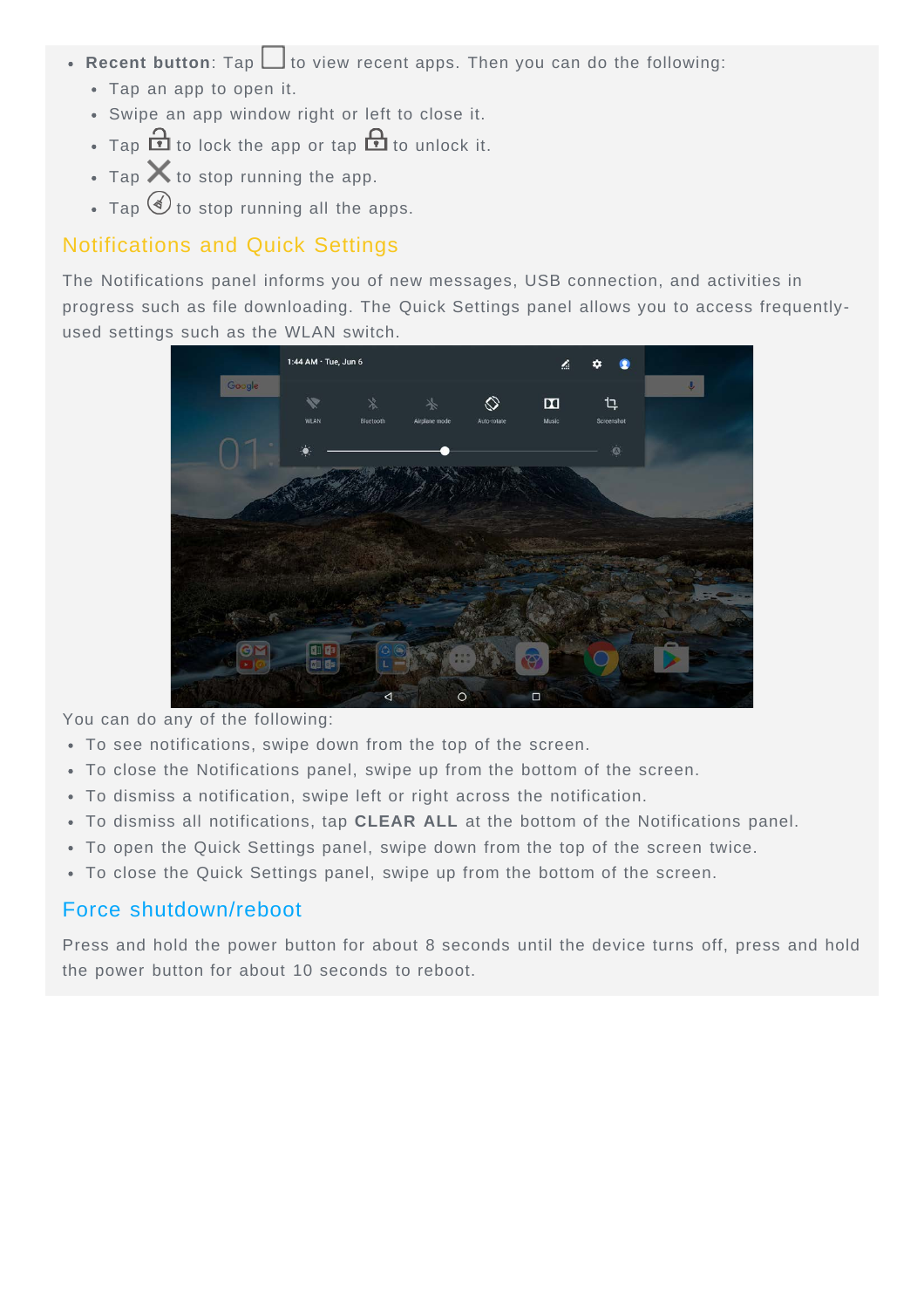- **Recent button**: Tap ☐ to view recent apps. Then you can do the following:
  - Tap an app to open it.
  - Swipe an app window right or left to close it.
  - Tap 🔓 to lock the app or tap 🔒 to unlock it.
  - Tap ✕ to stop running the app.
  - Tap ⊘ to stop running all the apps.

## Notifications and Quick Settings

The Notifications panel informs you of new messages, USB connection, and activities in progress such as file downloading. The Quick Settings panel allows you to access frequently-used settings such as the WLAN switch.

You can do any of the following:

- To see notifications, swipe down from the top of the screen.
- To close the Notifications panel, swipe up from the bottom of the screen.
- To dismiss a notification, swipe left or right across the notification.
- To dismiss all notifications, tap **CLEAR ALL** at the bottom of the Notifications panel.
- To open the Quick Settings panel, swipe down from the top of the screen twice.
- To close the Quick Settings panel, swipe up from the bottom of the screen.

## Force shutdown/reboot

Press and hold the power button for about 8 seconds until the device turns off, press and hold the power button for about 10 seconds to reboot.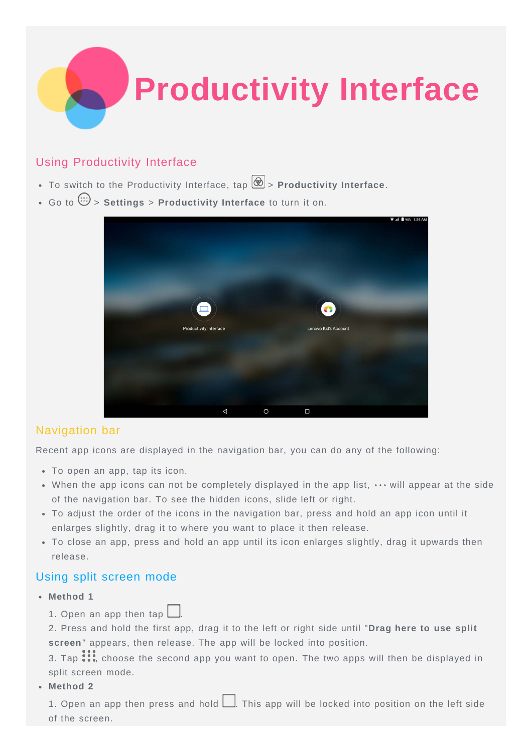# Productivity Interface

## Using Productivity Interface

- To switch to the Productivity Interface, tap > **Productivity Interface**.
- Go to > **Settings** > **Productivity Interface** to turn it on.

## Navigation bar

Recent app icons are displayed in the navigation bar, you can do any of the following:

- To open an app, tap its icon.
- When the app icons can not be completely displayed in the app list, ••• will appear at the side of the navigation bar. To see the hidden icons, slide left or right.
- To adjust the order of the icons in the navigation bar, press and hold an app icon until it enlarges slightly, drag it to where you want to place it then release.
- To close an app, press and hold an app until its icon enlarges slightly, drag it upwards then release.

## Using split screen mode

- **Method 1**

  1. Open an app then tap .
  2. Press and hold the first app, drag it to the left or right side until "**Drag here to use split screen**" appears, then release. The app will be locked into position.
  3. Tap , choose the second app you want to open. The two apps will then be displayed in split screen mode.

- **Method 2**

  1. Open an app then press and hold . This app will be locked into position on the left side of the screen.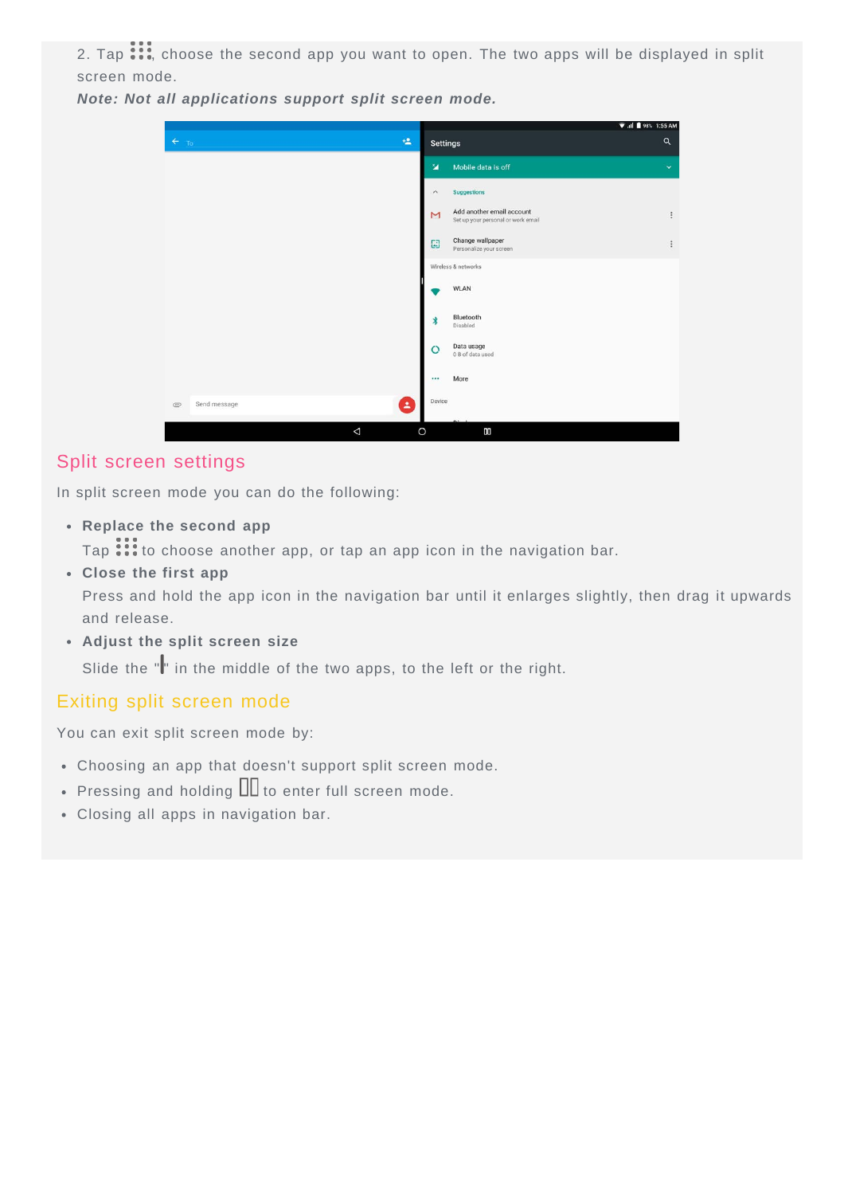2. Tap ⠿, choose the second app you want to open. The two apps will be displayed in split screen mode.

***Note: Not all applications support split screen mode.***

## Split screen settings

In split screen mode you can do the following:

- **Replace the second app**
  
  Tap ⠿ to choose another app, or tap an app icon in the navigation bar.
- **Close the first app**
  
  Press and hold the app icon in the navigation bar until it enlarges slightly, then drag it upwards and release.
- **Adjust the split screen size**
  
  Slide the "|" in the middle of the two apps, to the left or the right.

## Exiting split screen mode

You can exit split screen mode by:

- Choosing an app that doesn't support split screen mode.
- Pressing and holding ▯▯ to enter full screen mode.
- Closing all apps in navigation bar.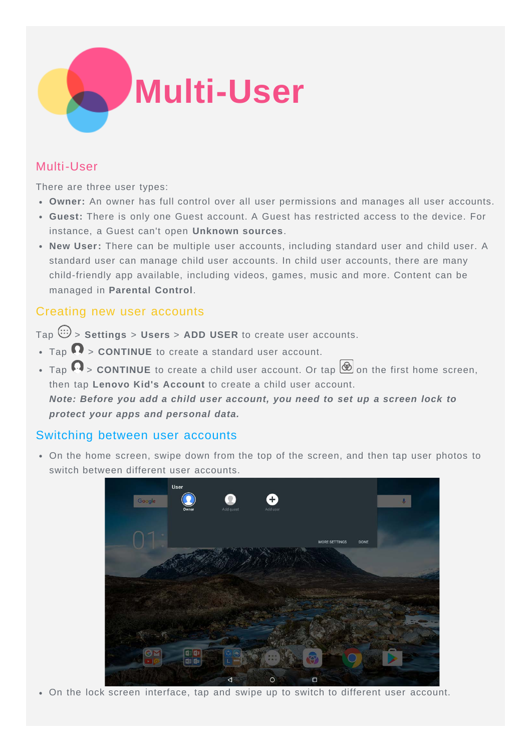# Multi-User

## Multi-User

There are three user types:

- **Owner:** An owner has full control over all user permissions and manages all user accounts.
- **Guest:** There is only one Guest account. A Guest has restricted access to the device. For instance, a Guest can't open **Unknown sources**.
- **New User:** There can be multiple user accounts, including standard user and child user. A standard user can manage child user accounts. In child user accounts, there are many child-friendly app available, including videos, games, music and more. Content can be managed in **Parental Control**.

## Creating new user accounts

Tap > **Settings** > **Users** > **ADD USER** to create user accounts.

- Tap > **CONTINUE** to create a standard user account.
- Tap > **CONTINUE** to create a child user account. Or tap on the first home screen, then tap **Lenovo Kid's Account** to create a child user account.
  ***Note: Before you add a child user account, you need to set up a screen lock to protect your apps and personal data.***

## Switching between user accounts

- On the home screen, swipe down from the top of the screen, and then tap user photos to switch between different user accounts.
- On the lock screen interface, tap and swipe up to switch to different user account.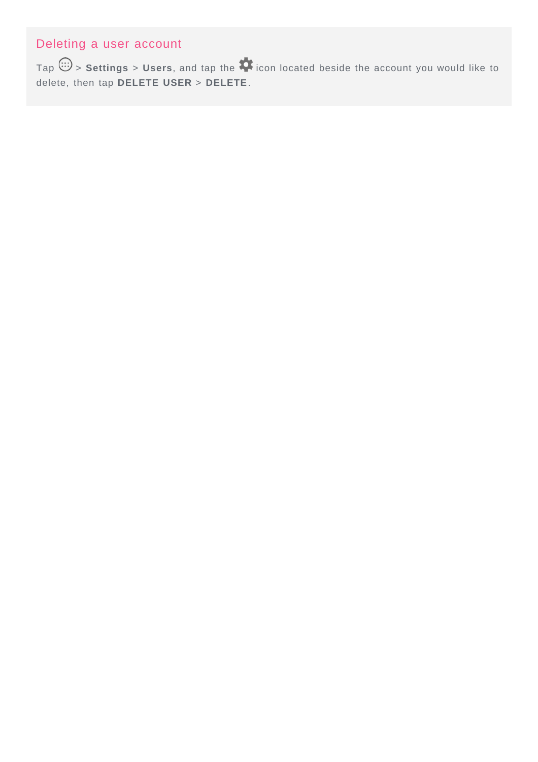### Deleting a user account

Tap ⓘ > **Settings** > **Users**, and tap the ⚙ icon located beside the account you would like to delete, then tap **DELETE USER** > **DELETE**.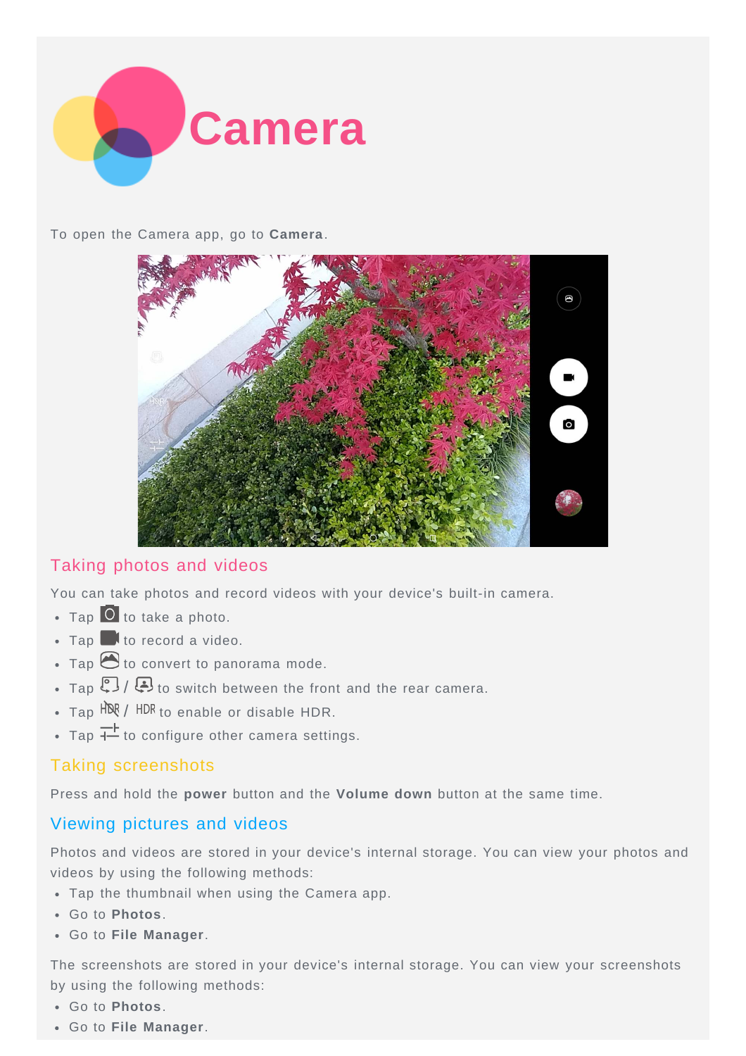# Camera

To open the Camera app, go to **Camera**.

## Taking photos and videos

You can take photos and record videos with your device's built-in camera.

- Tap to take a photo.
- Tap to record a video.
- Tap to convert to panorama mode.
- Tap / to switch between the front and the rear camera.
- Tap HDR / HDR to enable or disable HDR.
- Tap to configure other camera settings.

## Taking screenshots

Press and hold the **power** button and the **Volume down** button at the same time.

## Viewing pictures and videos

Photos and videos are stored in your device's internal storage. You can view your photos and videos by using the following methods:

- Tap the thumbnail when using the Camera app.
- Go to **Photos**.
- Go to **File Manager**.

The screenshots are stored in your device's internal storage. You can view your screenshots by using the following methods:

- Go to **Photos**.
- Go to **File Manager**.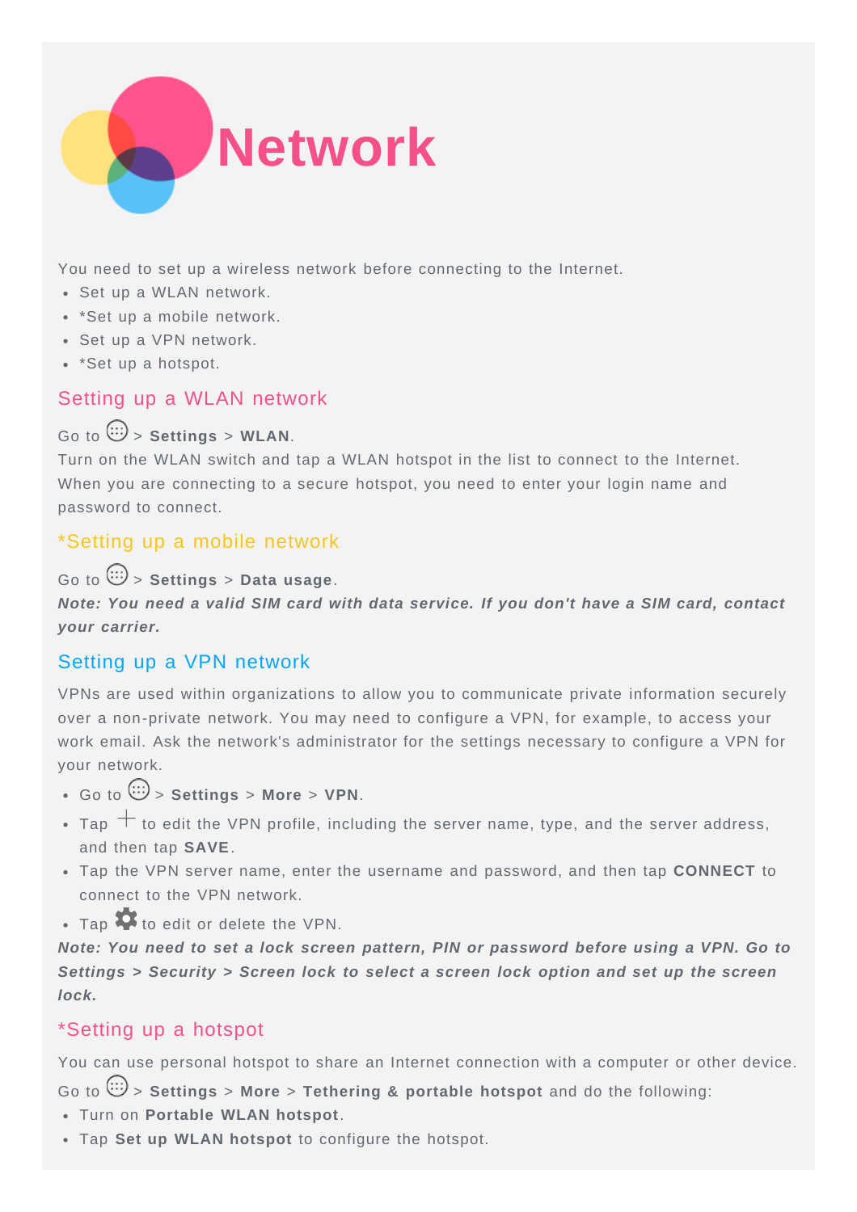# Network

You need to set up a wireless network before connecting to the Internet.

- Set up a WLAN network.
- *Set up a mobile network.
- Set up a VPN network.
- *Set up a hotspot.

## Setting up a WLAN network

Go to > **Settings** > **WLAN**.

Turn on the WLAN switch and tap a WLAN hotspot in the list to connect to the Internet. When you are connecting to a secure hotspot, you need to enter your login name and password to connect.

## *Setting up a mobile network

Go to > **Settings** > **Data usage**.

***Note: You need a valid SIM card with data service. If you don't have a SIM card, contact your carrier.***

## Setting up a VPN network

VPNs are used within organizations to allow you to communicate private information securely over a non-private network. You may need to configure a VPN, for example, to access your work email. Ask the network's administrator for the settings necessary to configure a VPN for your network.

- Go to > **Settings** > **More** > **VPN**.
- Tap + to edit the VPN profile, including the server name, type, and the server address, and then tap **SAVE**.
- Tap the VPN server name, enter the username and password, and then tap **CONNECT** to connect to the VPN network.
- Tap to edit or delete the VPN.

***Note: You need to set a lock screen pattern, PIN or password before using a VPN. Go to Settings > Security > Screen lock to select a screen lock option and set up the screen lock.***

## *Setting up a hotspot

You can use personal hotspot to share an Internet connection with a computer or other device.

Go to > **Settings** > **More** > **Tethering & portable hotspot** and do the following:

- Turn on **Portable WLAN hotspot**.
- Tap **Set up WLAN hotspot** to configure the hotspot.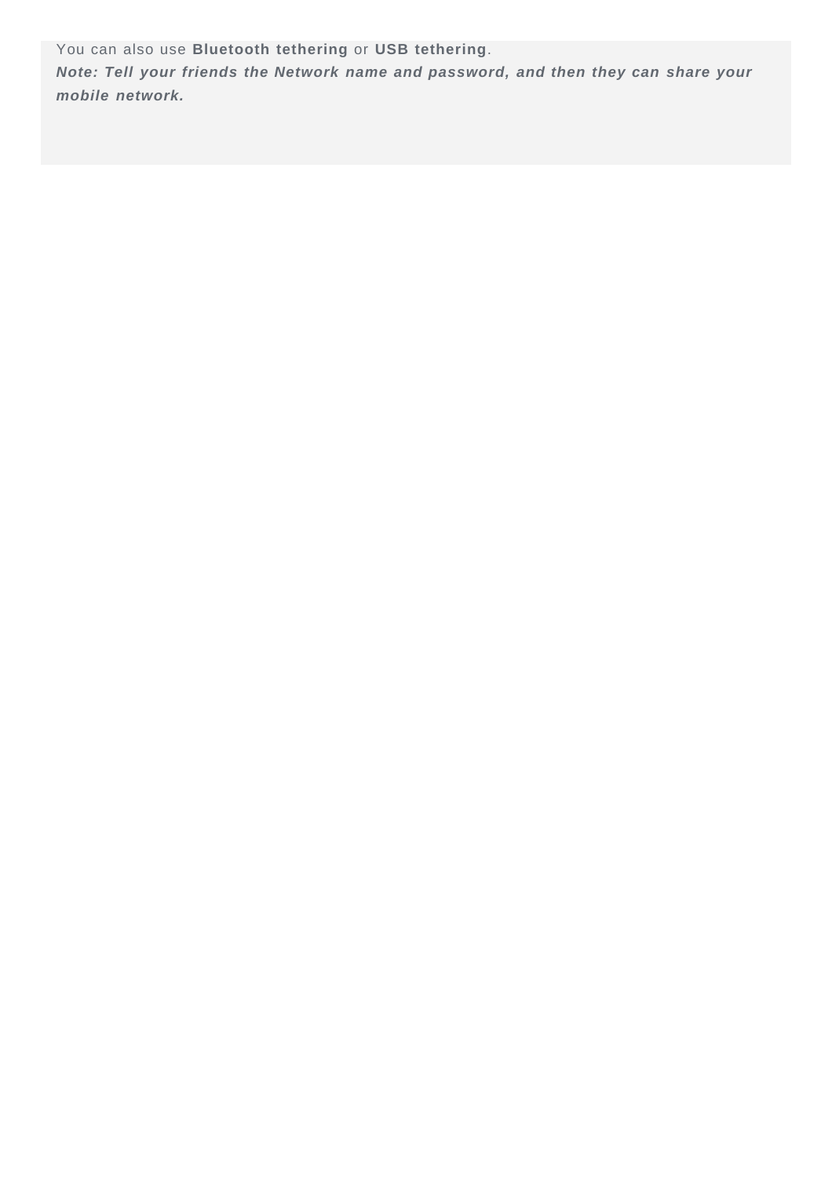You can also use **Bluetooth tethering** or **USB tethering**.

***Note: Tell your friends the Network name and password, and then they can share your mobile network.***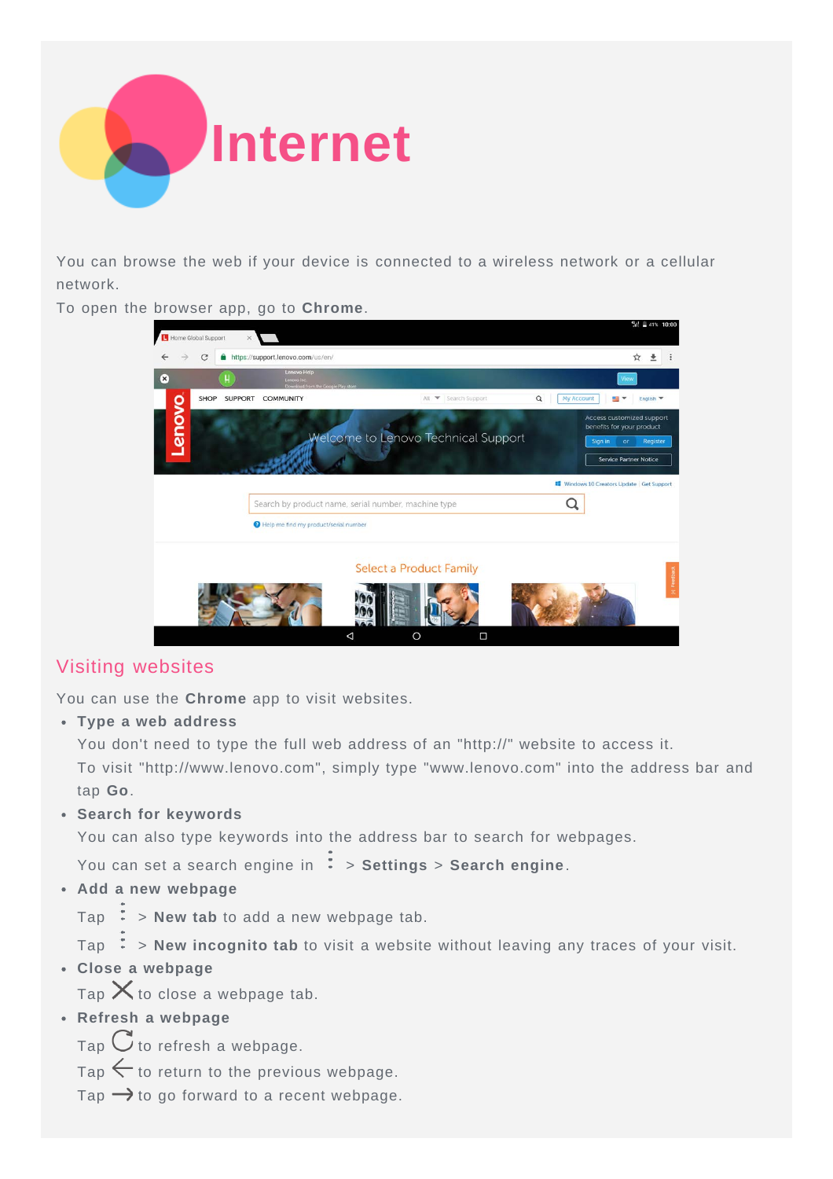# Internet

You can browse the web if your device is connected to a wireless network or a cellular network.

To open the browser app, go to **Chrome**.

## Visiting websites

You can use the **Chrome** app to visit websites.

- **Type a web address**

  You don't need to type the full web address of an "http://" website to access it.

  To visit "http://www.lenovo.com", simply type "www.lenovo.com" into the address bar and tap **Go**.

- **Search for keywords**

  You can also type keywords into the address bar to search for webpages.

  You can set a search engine in ⋮ > **Settings** > **Search engine**.

- **Add a new webpage**

  Tap ⋮ > **New tab** to add a new webpage tab.

  Tap ⋮ > **New incognito tab** to visit a website without leaving any traces of your visit.

- **Close a webpage**

  Tap ✕ to close a webpage tab.

- **Refresh a webpage**

  Tap ↻ to refresh a webpage.

  Tap ← to return to the previous webpage.

  Tap → to go forward to a recent webpage.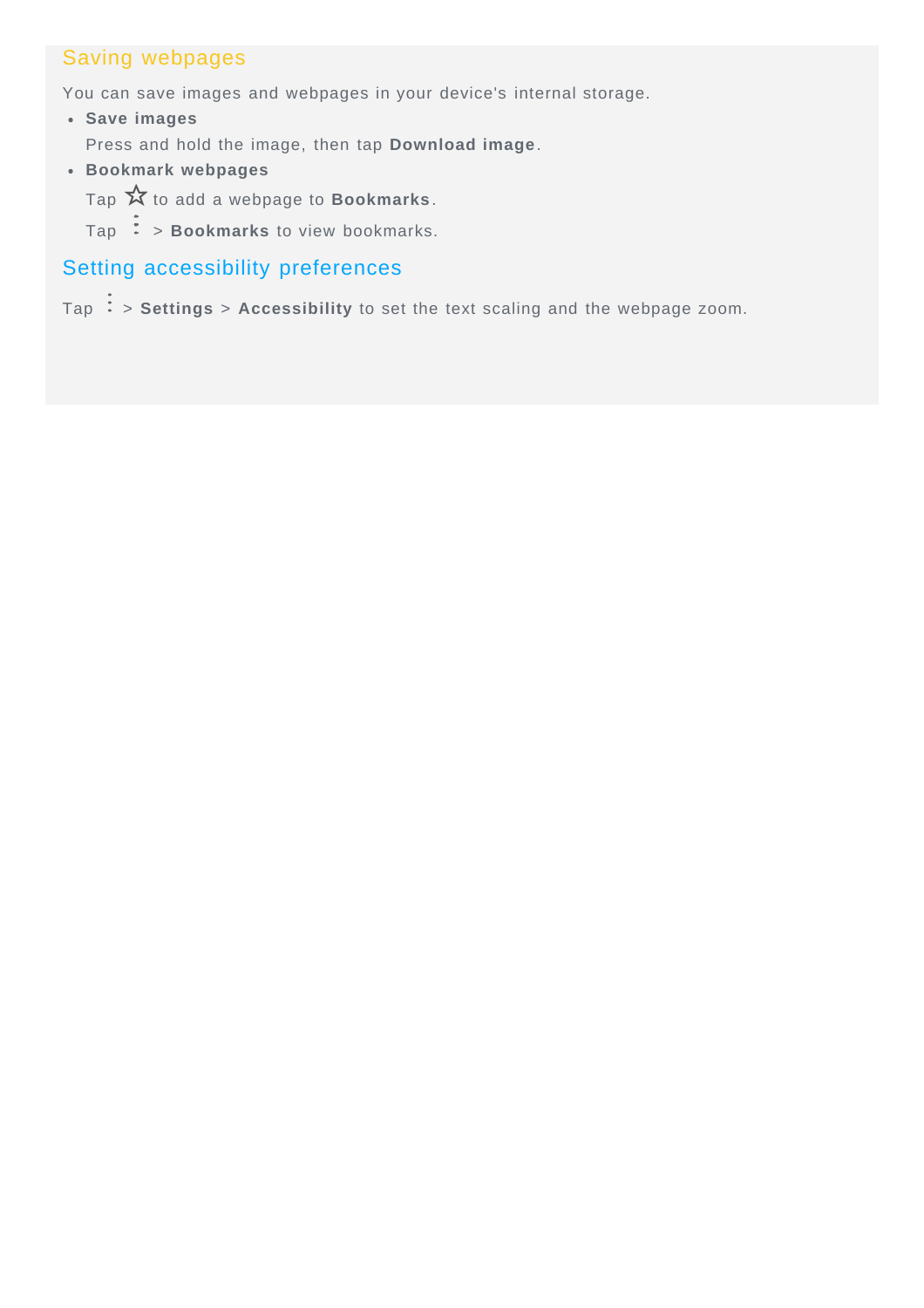## Saving webpages

You can save images and webpages in your device's internal storage.

- **Save images**

  Press and hold the image, then tap **Download image**.

- **Bookmark webpages**

  Tap ☆ to add a webpage to **Bookmarks**.

  Tap ⋮ > **Bookmarks** to view bookmarks.

## Setting accessibility preferences

Tap ⋮ > **Settings** > **Accessibility** to set the text scaling and the webpage zoom.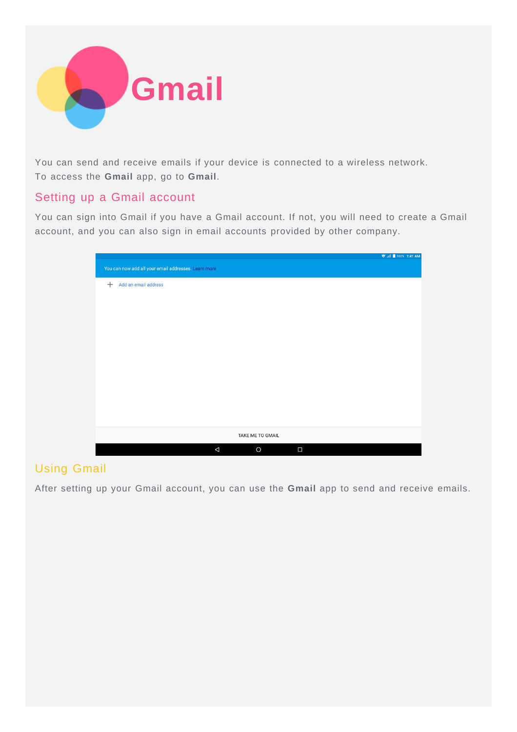# Gmail

You can send and receive emails if your device is connected to a wireless network.
To access the **Gmail** app, go to **Gmail**.

## Setting up a Gmail account

You can sign into Gmail if you have a Gmail account. If not, you will need to create a Gmail account, and you can also sign in email accounts provided by other company.

## Using Gmail

After setting up your Gmail account, you can use the **Gmail** app to send and receive emails.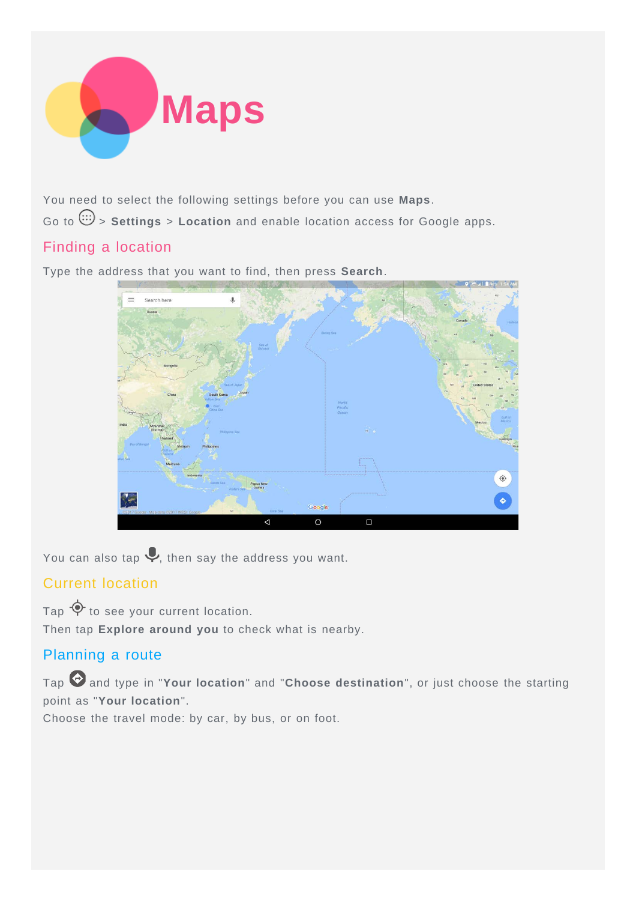# Maps

You need to select the following settings before you can use **Maps**.

Go to > **Settings** > **Location** and enable location access for Google apps.

## Finding a location

Type the address that you want to find, then press **Search**.

You can also tap , then say the address you want.

## Current location

Tap to see your current location.

Then tap **Explore around you** to check what is nearby.

## Planning a route

Tap and type in "**Your location**" and "**Choose destination**", or just choose the starting point as "**Your location**".

Choose the travel mode: by car, by bus, or on foot.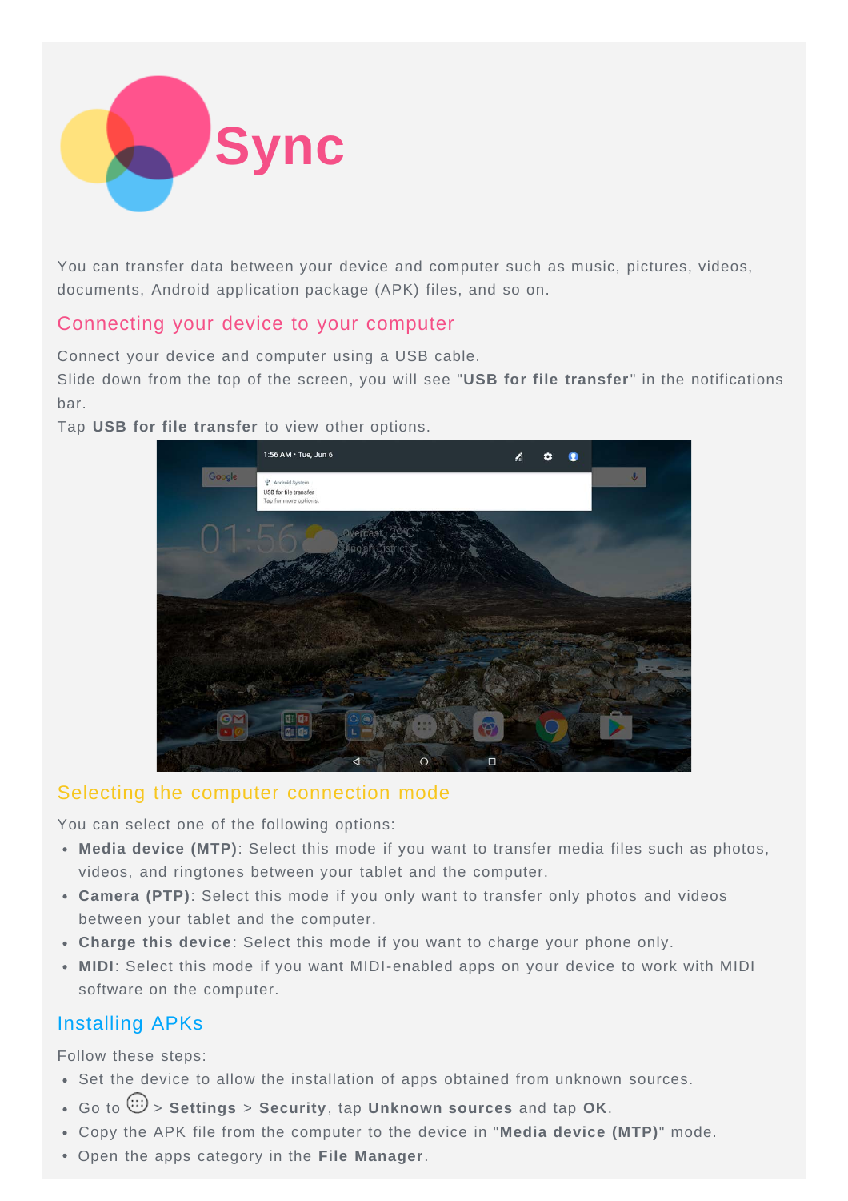# Sync

You can transfer data between your device and computer such as music, pictures, videos, documents, Android application package (APK) files, and so on.

## Connecting your device to your computer

Connect your device and computer using a USB cable.
Slide down from the top of the screen, you will see "**USB for file transfer**" in the notifications bar.
Tap **USB for file transfer** to view other options.

## Selecting the computer connection mode

You can select one of the following options:

- **Media device (MTP)**: Select this mode if you want to transfer media files such as photos, videos, and ringtones between your tablet and the computer.
- **Camera (PTP)**: Select this mode if you only want to transfer only photos and videos between your tablet and the computer.
- **Charge this device**: Select this mode if you want to charge your phone only.
- **MIDI**: Select this mode if you want MIDI-enabled apps on your device to work with MIDI software on the computer.

## Installing APKs

Follow these steps:

- Set the device to allow the installation of apps obtained from unknown sources.
- Go to > **Settings** > **Security**, tap **Unknown sources** and tap **OK**.
- Copy the APK file from the computer to the device in "**Media device (MTP)**" mode.
- Open the apps category in the **File Manager**.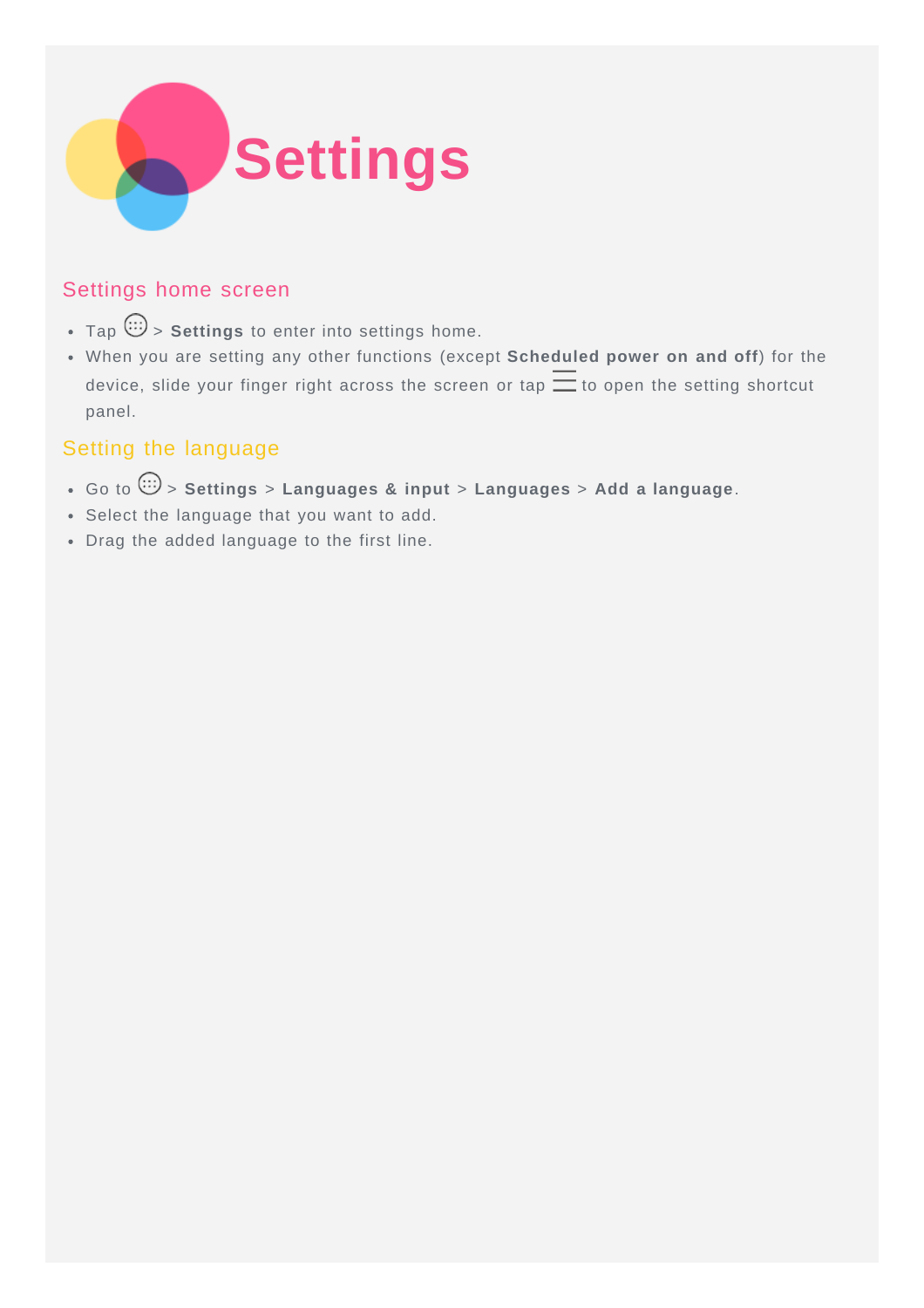# Settings

## Settings home screen

- Tap > **Settings** to enter into settings home.
- When you are setting any other functions (except **Scheduled power on and off**) for the device, slide your finger right across the screen or tap to open the setting shortcut panel.

## Setting the language

- Go to > **Settings** > **Languages & input** > **Languages** > **Add a language**.
- Select the language that you want to add.
- Drag the added language to the first line.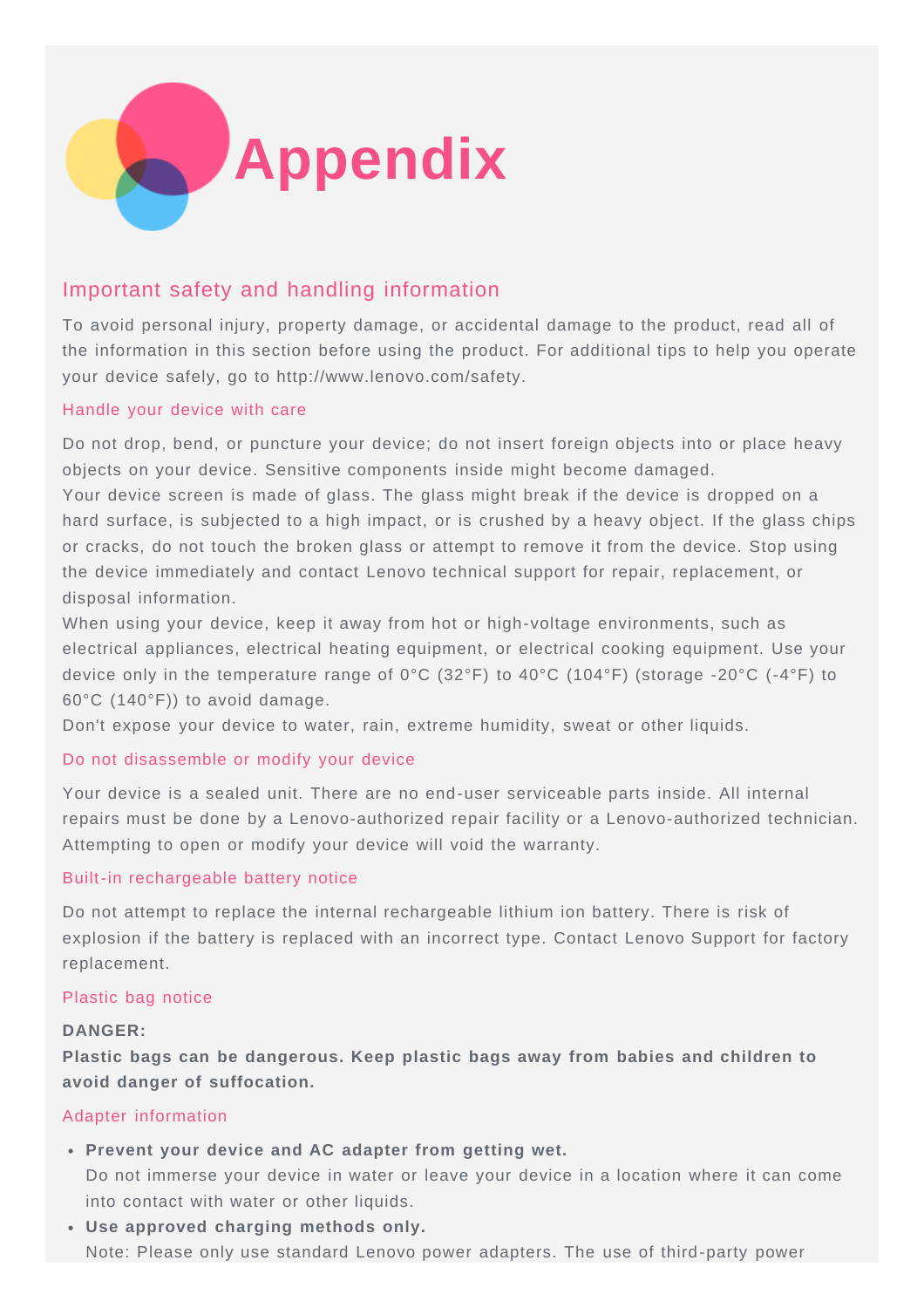# Appendix

## Important safety and handling information

To avoid personal injury, property damage, or accidental damage to the product, read all of the information in this section before using the product. For additional tips to help you operate your device safely, go to http://www.lenovo.com/safety.

### Handle your device with care

Do not drop, bend, or puncture your device; do not insert foreign objects into or place heavy objects on your device. Sensitive components inside might become damaged.

Your device screen is made of glass. The glass might break if the device is dropped on a hard surface, is subjected to a high impact, or is crushed by a heavy object. If the glass chips or cracks, do not touch the broken glass or attempt to remove it from the device. Stop using the device immediately and contact Lenovo technical support for repair, replacement, or disposal information.

When using your device, keep it away from hot or high-voltage environments, such as electrical appliances, electrical heating equipment, or electrical cooking equipment. Use your device only in the temperature range of 0°C (32°F) to 40°C (104°F) (storage -20°C (-4°F) to 60°C (140°F)) to avoid damage.

Don't expose your device to water, rain, extreme humidity, sweat or other liquids.

### Do not disassemble or modify your device

Your device is a sealed unit. There are no end-user serviceable parts inside. All internal repairs must be done by a Lenovo-authorized repair facility or a Lenovo-authorized technician. Attempting to open or modify your device will void the warranty.

### Built-in rechargeable battery notice

Do not attempt to replace the internal rechargeable lithium ion battery. There is risk of explosion if the battery is replaced with an incorrect type. Contact Lenovo Support for factory replacement.

### Plastic bag notice

**DANGER:**

**Plastic bags can be dangerous. Keep plastic bags away from babies and children to avoid danger of suffocation.**

### Adapter information

- **Prevent your device and AC adapter from getting wet.**
  Do not immerse your device in water or leave your device in a location where it can come into contact with water or other liquids.
- **Use approved charging methods only.**
  Note: Please only use standard Lenovo power adapters. The use of third-party power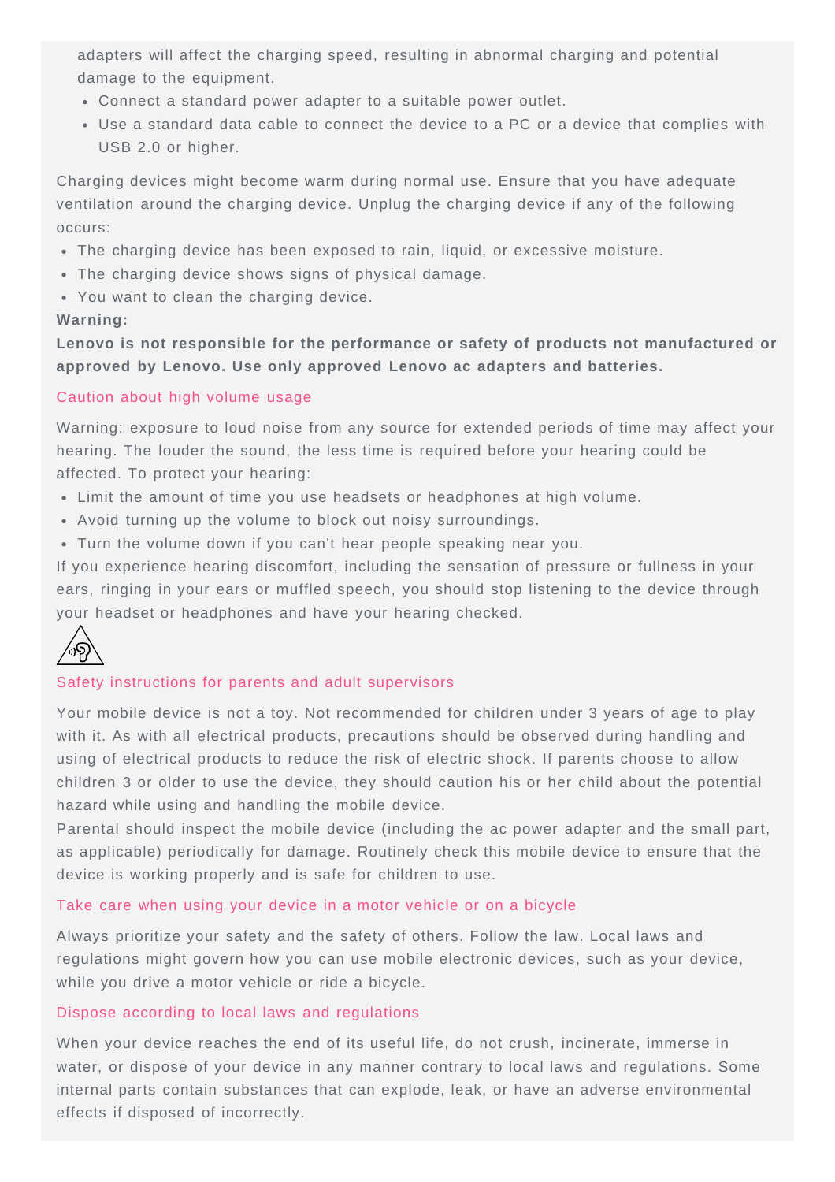adapters will affect the charging speed, resulting in abnormal charging and potential damage to the equipment.

- Connect a standard power adapter to a suitable power outlet.
- Use a standard data cable to connect the device to a PC or a device that complies with USB 2.0 or higher.

Charging devices might become warm during normal use. Ensure that you have adequate ventilation around the charging device. Unplug the charging device if any of the following occurs:

- The charging device has been exposed to rain, liquid, or excessive moisture.
- The charging device shows signs of physical damage.
- You want to clean the charging device.

**Warning:**

**Lenovo is not responsible for the performance or safety of products not manufactured or approved by Lenovo. Use only approved Lenovo ac adapters and batteries.**

## Caution about high volume usage

Warning: exposure to loud noise from any source for extended periods of time may affect your hearing. The louder the sound, the less time is required before your hearing could be affected. To protect your hearing:

- Limit the amount of time you use headsets or headphones at high volume.
- Avoid turning up the volume to block out noisy surroundings.
- Turn the volume down if you can't hear people speaking near you.

If you experience hearing discomfort, including the sensation of pressure or fullness in your ears, ringing in your ears or muffled speech, you should stop listening to the device through your headset or headphones and have your hearing checked.

## Safety instructions for parents and adult supervisors

Your mobile device is not a toy. Not recommended for children under 3 years of age to play with it. As with all electrical products, precautions should be observed during handling and using of electrical products to reduce the risk of electric shock. If parents choose to allow children 3 or older to use the device, they should caution his or her child about the potential hazard while using and handling the mobile device.

Parental should inspect the mobile device (including the ac power adapter and the small part, as applicable) periodically for damage. Routinely check this mobile device to ensure that the device is working properly and is safe for children to use.

## Take care when using your device in a motor vehicle or on a bicycle

Always prioritize your safety and the safety of others. Follow the law. Local laws and regulations might govern how you can use mobile electronic devices, such as your device, while you drive a motor vehicle or ride a bicycle.

## Dispose according to local laws and regulations

When your device reaches the end of its useful life, do not crush, incinerate, immerse in water, or dispose of your device in any manner contrary to local laws and regulations. Some internal parts contain substances that can explode, leak, or have an adverse environmental effects if disposed of incorrectly.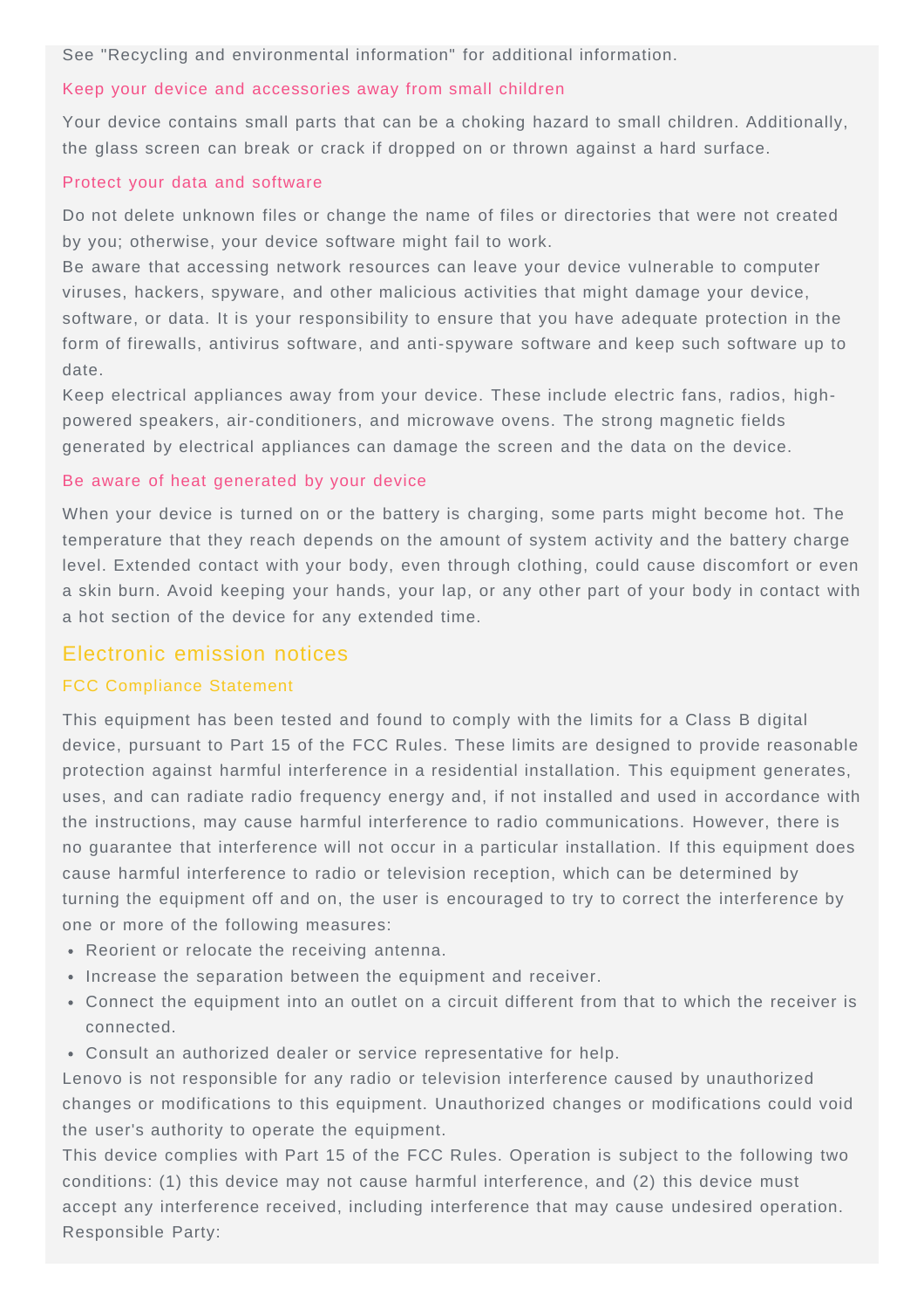See "Recycling and environmental information" for additional information.

### Keep your device and accessories away from small children

Your device contains small parts that can be a choking hazard to small children. Additionally, the glass screen can break or crack if dropped on or thrown against a hard surface.

### Protect your data and software

Do not delete unknown files or change the name of files or directories that were not created by you; otherwise, your device software might fail to work.
Be aware that accessing network resources can leave your device vulnerable to computer viruses, hackers, spyware, and other malicious activities that might damage your device, software, or data. It is your responsibility to ensure that you have adequate protection in the form of firewalls, antivirus software, and anti-spyware software and keep such software up to date.
Keep electrical appliances away from your device. These include electric fans, radios, high-powered speakers, air-conditioners, and microwave ovens. The strong magnetic fields generated by electrical appliances can damage the screen and the data on the device.

### Be aware of heat generated by your device

When your device is turned on or the battery is charging, some parts might become hot. The temperature that they reach depends on the amount of system activity and the battery charge level. Extended contact with your body, even through clothing, could cause discomfort or even a skin burn. Avoid keeping your hands, your lap, or any other part of your body in contact with a hot section of the device for any extended time.

## Electronic emission notices

### FCC Compliance Statement

This equipment has been tested and found to comply with the limits for a Class B digital device, pursuant to Part 15 of the FCC Rules. These limits are designed to provide reasonable protection against harmful interference in a residential installation. This equipment generates, uses, and can radiate radio frequency energy and, if not installed and used in accordance with the instructions, may cause harmful interference to radio communications. However, there is no guarantee that interference will not occur in a particular installation. If this equipment does cause harmful interference to radio or television reception, which can be determined by turning the equipment off and on, the user is encouraged to try to correct the interference by one or more of the following measures:

- Reorient or relocate the receiving antenna.
- Increase the separation between the equipment and receiver.
- Connect the equipment into an outlet on a circuit different from that to which the receiver is connected.
- Consult an authorized dealer or service representative for help.

Lenovo is not responsible for any radio or television interference caused by unauthorized changes or modifications to this equipment. Unauthorized changes or modifications could void the user's authority to operate the equipment.
This device complies with Part 15 of the FCC Rules. Operation is subject to the following two conditions: (1) this device may not cause harmful interference, and (2) this device must accept any interference received, including interference that may cause undesired operation.
Responsible Party: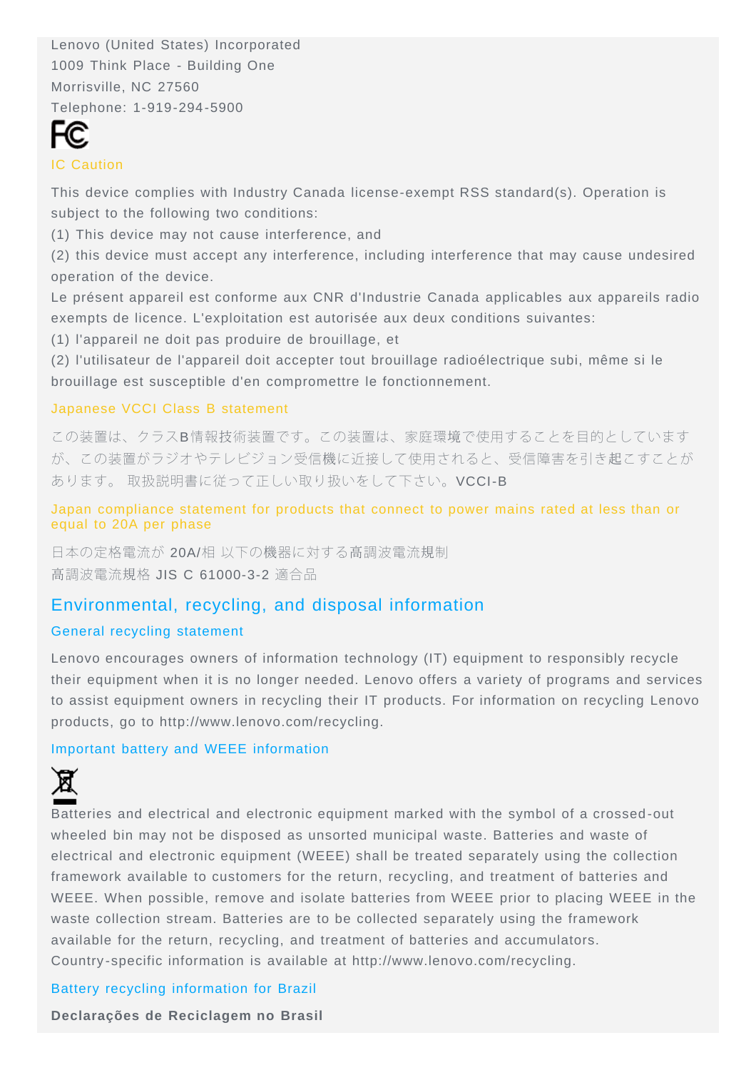Lenovo (United States) Incorporated
1009 Think Place - Building One
Morrisville, NC 27560
Telephone: 1-919-294-5900

### IC Caution

This device complies with Industry Canada license-exempt RSS standard(s). Operation is subject to the following two conditions:
(1) This device may not cause interference, and
(2) this device must accept any interference, including interference that may cause undesired operation of the device.
Le présent appareil est conforme aux CNR d'Industrie Canada applicables aux appareils radio exempts de licence. L'exploitation est autorisée aux deux conditions suivantes:
(1) l'appareil ne doit pas produire de brouillage, et
(2) l'utilisateur de l'appareil doit accepter tout brouillage radioélectrique subi, même si le brouillage est susceptible d'en compromettre le fonctionnement.

### Japanese VCCI Class B statement

この装置は、クラスB情報技術装置です。この装置は、家庭環境で使用することを目的としていますが、この装置がラジオやテレビジョン受信機に近接して使用されると、受信障害を引き起こすことがあります。 取扱説明書に従って正しい取り扱いをして下さい。VCCI-B

### Japan compliance statement for products that connect to power mains rated at less than or equal to 20A per phase

日本の定格電流が 20A/相 以下の機器に対する高調波電流規制
高調波電流規格 JIS C 61000-3-2 適合品

## Environmental, recycling, and disposal information

### General recycling statement

Lenovo encourages owners of information technology (IT) equipment to responsibly recycle their equipment when it is no longer needed. Lenovo offers a variety of programs and services to assist equipment owners in recycling their IT products. For information on recycling Lenovo products, go to http://www.lenovo.com/recycling.

### Important battery and WEEE information

Batteries and electrical and electronic equipment marked with the symbol of a crossed-out wheeled bin may not be disposed as unsorted municipal waste. Batteries and waste of electrical and electronic equipment (WEEE) shall be treated separately using the collection framework available to customers for the return, recycling, and treatment of batteries and WEEE. When possible, remove and isolate batteries from WEEE prior to placing WEEE in the waste collection stream. Batteries are to be collected separately using the framework available for the return, recycling, and treatment of batteries and accumulators. Country-specific information is available at http://www.lenovo.com/recycling.

### Battery recycling information for Brazil

**Declarações de Reciclagem no Brasil**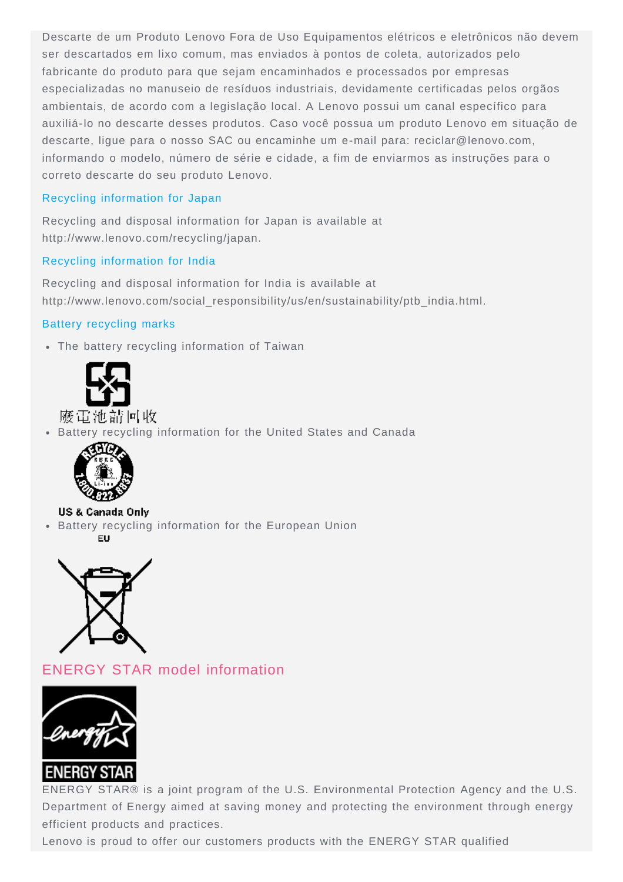Descarte de um Produto Lenovo Fora de Uso Equipamentos elétricos e eletrônicos não devem ser descartados em lixo comum, mas enviados à pontos de coleta, autorizados pelo fabricante do produto para que sejam encaminhados e processados por empresas especializadas no manuseio de resíduos industriais, devidamente certificadas pelos orgãos ambientais, de acordo com a legislação local. A Lenovo possui um canal específico para auxiliá-lo no descarte desses produtos. Caso você possua um produto Lenovo em situação de descarte, ligue para o nosso SAC ou encaminhe um e-mail para: reciclar@lenovo.com, informando o modelo, número de série e cidade, a fim de enviarmos as instruções para o correto descarte do seu produto Lenovo.

### Recycling information for Japan

Recycling and disposal information for Japan is available at http://www.lenovo.com/recycling/japan.

### Recycling information for India

Recycling and disposal information for India is available at http://www.lenovo.com/social_responsibility/us/en/sustainability/ptb_india.html.

### Battery recycling marks

- The battery recycling information of Taiwan

廢電池請回收

- Battery recycling information for the United States and Canada

US & Canada Only

- Battery recycling information for the European Union

EU

## ENERGY STAR model information

ENERGY STAR® is a joint program of the U.S. Environmental Protection Agency and the U.S. Department of Energy aimed at saving money and protecting the environment through energy efficient products and practices.

Lenovo is proud to offer our customers products with the ENERGY STAR qualified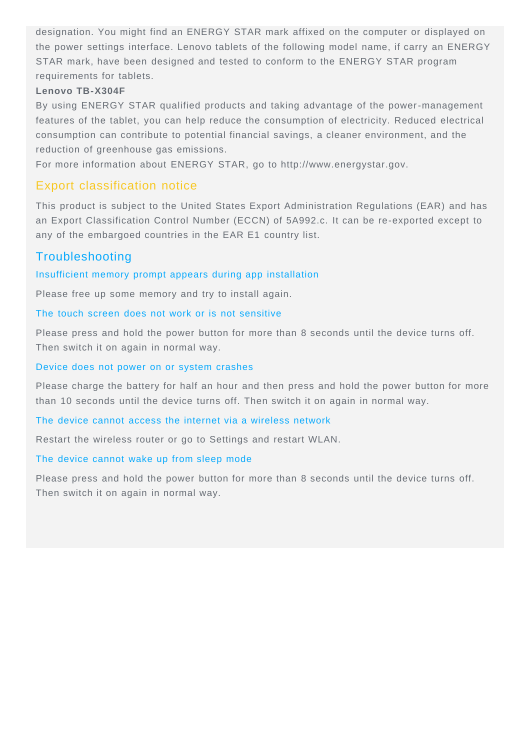designation. You might find an ENERGY STAR mark affixed on the computer or displayed on the power settings interface. Lenovo tablets of the following model name, if carry an ENERGY STAR mark, have been designed and tested to conform to the ENERGY STAR program requirements for tablets.

**Lenovo TB-X304F**

By using ENERGY STAR qualified products and taking advantage of the power-management features of the tablet, you can help reduce the consumption of electricity. Reduced electrical consumption can contribute to potential financial savings, a cleaner environment, and the reduction of greenhouse gas emissions.

For more information about ENERGY STAR, go to http://www.energystar.gov.

## Export classification notice

This product is subject to the United States Export Administration Regulations (EAR) and has an Export Classification Control Number (ECCN) of 5A992.c. It can be re-exported except to any of the embargoed countries in the EAR E1 country list.

## Troubleshooting

### Insufficient memory prompt appears during app installation

Please free up some memory and try to install again.

### The touch screen does not work or is not sensitive

Please press and hold the power button for more than 8 seconds until the device turns off. Then switch it on again in normal way.

### Device does not power on or system crashes

Please charge the battery for half an hour and then press and hold the power button for more than 10 seconds until the device turns off. Then switch it on again in normal way.

### The device cannot access the internet via a wireless network

Restart the wireless router or go to Settings and restart WLAN.

### The device cannot wake up from sleep mode

Please press and hold the power button for more than 8 seconds until the device turns off. Then switch it on again in normal way.